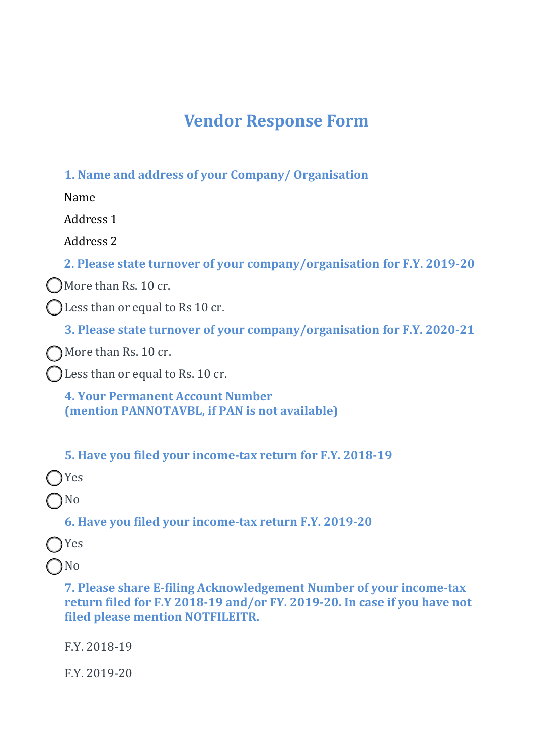# Vendor Response Form

**1. Name and address of your Company/ Organisation**

Name

Address 1

Address 2

**2. Please state turnover of your company/organisation for F.Y. 2019-20**

◯ More than Rs. 10 cr.

◯ Less than or equal to Rs 10 cr.

**3. Please state turnover of your company/organisation for F.Y. 2020-21**

◯ More than Rs. 10 cr.

◯ Less than or equal to Rs. 10 cr.

**4. Your Permanent Account Number**
**(mention PANNOTAVBL, if PAN is not available)**

**5. Have you filed your income-tax return for F.Y. 2018-19**

◯ Yes

◯ No

**6. Have you filed your income-tax return F.Y. 2019-20**

◯ Yes

◯ No

**7. Please share E-filing Acknowledgement Number of your income-tax return filed for F.Y 2018-19 and/or FY. 2019-20. In case if you have not filed please mention NOTFILEITR.**

F.Y. 2018-19

F.Y. 2019-20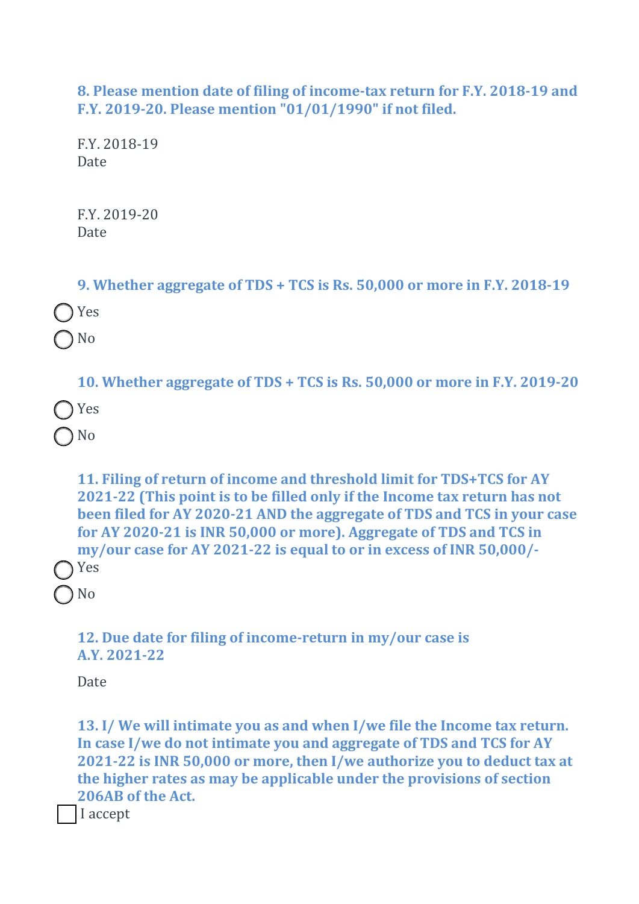**8. Please mention date of filing of income-tax return for F.Y. 2018-19 and F.Y. 2019-20. Please mention "01/01/1990" if not filed.**

F.Y. 2018-19
Date

F.Y. 2019-20
Date

**9. Whether aggregate of TDS + TCS is Rs. 50,000 or more in F.Y. 2018-19**

- ◯ Yes
- ◯ No

**10. Whether aggregate of TDS + TCS is Rs. 50,000 or more in F.Y. 2019-20**

- ◯ Yes
- ◯ No

**11. Filing of return of income and threshold limit for TDS+TCS for AY 2021-22 (This point is to be filled only if the Income tax return has not been filed for AY 2020-21 AND the aggregate of TDS and TCS in your case for AY 2020-21 is INR 50,000 or more). Aggregate of TDS and TCS in my/our case for AY 2021-22 is equal to or in excess of INR 50,000/-**

- ◯ Yes
- ◯ No

**12. Due date for filing of income-return in my/our case is A.Y. 2021-22**

Date

**13. I/ We will intimate you as and when I/we file the Income tax return. In case I/we do not intimate you and aggregate of TDS and TCS for AY 2021-22 is INR 50,000 or more, then I/we authorize you to deduct tax at the higher rates as may be applicable under the provisions of section 206AB of the Act.**

☐ I accept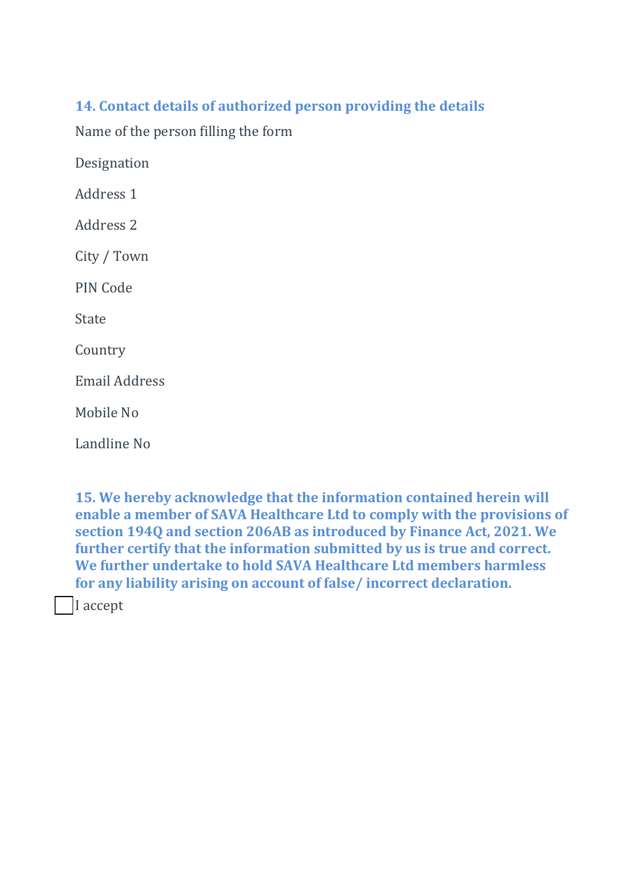## 14. Contact details of authorized person providing the details

Name of the person filling the form

Designation

Address 1

Address 2

City / Town

PIN Code

State

Country

Email Address

Mobile No

Landline No

**15. We hereby acknowledge that the information contained herein will enable a member of SAVA Healthcare Ltd to comply with the provisions of section 194Q and section 206AB as introduced by Finance Act, 2021. We further certify that the information submitted by us is true and correct. We further undertake to hold SAVA Healthcare Ltd members harmless for any liability arising on account of false/ incorrect declaration.**

☐ I accept